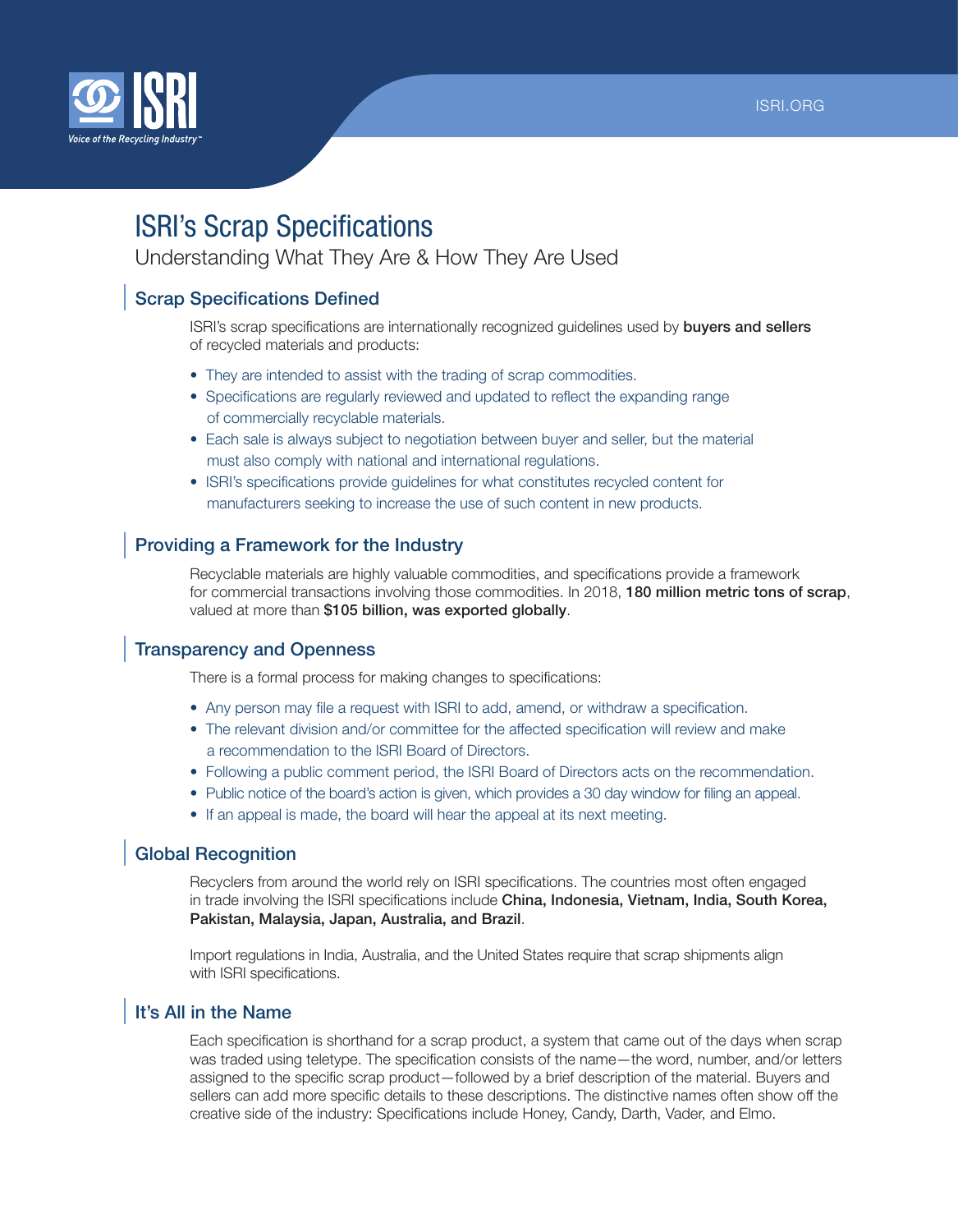# ISRI's Scrap Specifications

## Understanding What They Are & How They Are Used

### Scrap Specifications Defined

ISRI's scrap specifications are internationally recognized guidelines used by **buyers and sellers** of recycled materials and products:

- They are intended to assist with the trading of scrap commodities.
- Specifications are regularly reviewed and updated to reflect the expanding range of commercially recyclable materials.
- Each sale is always subject to negotiation between buyer and seller, but the material must also comply with national and international regulations.
- ISRI's specifications provide guidelines for what constitutes recycled content for manufacturers seeking to increase the use of such content in new products.

### Providing a Framework for the Industry

Recyclable materials are highly valuable commodities, and specifications provide a framework for commercial transactions involving those commodities. In 2018, **180 million metric tons of scrap**, valued at more than **$105 billion, was exported globally**.

### Transparency and Openness

There is a formal process for making changes to specifications:

- Any person may file a request with ISRI to add, amend, or withdraw a specification.
- The relevant division and/or committee for the affected specification will review and make a recommendation to the ISRI Board of Directors.
- Following a public comment period, the ISRI Board of Directors acts on the recommendation.
- Public notice of the board's action is given, which provides a 30 day window for filing an appeal.
- If an appeal is made, the board will hear the appeal at its next meeting.

### Global Recognition

Recyclers from around the world rely on ISRI specifications. The countries most often engaged in trade involving the ISRI specifications include **China, Indonesia, Vietnam, India, South Korea, Pakistan, Malaysia, Japan, Australia, and Brazil**.

Import regulations in India, Australia, and the United States require that scrap shipments align with ISRI specifications.

### It's All in the Name

Each specification is shorthand for a scrap product, a system that came out of the days when scrap was traded using teletype. The specification consists of the name—the word, number, and/or letters assigned to the specific scrap product—followed by a brief description of the material. Buyers and sellers can add more specific details to these descriptions. The distinctive names often show off the creative side of the industry: Specifications include Honey, Candy, Darth, Vader, and Elmo.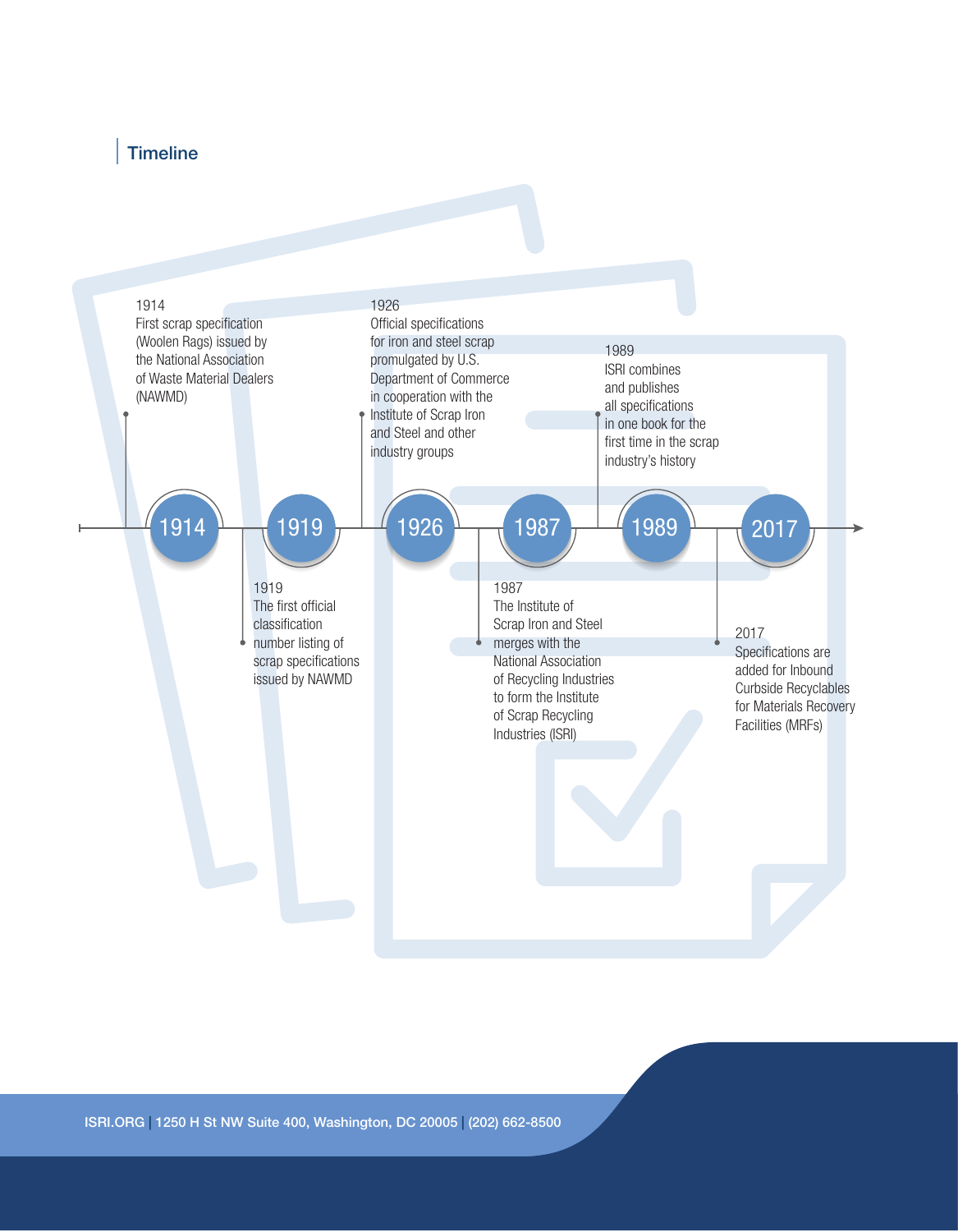## Timeline

1914
First scrap specification (Woolen Rags) issued by the National Association of Waste Material Dealers (NAWMD)

1919
The first official classification number listing of scrap specifications issued by NAWMD

1926
Official specifications for iron and steel scrap promulgated by U.S. Department of Commerce in cooperation with the Institute of Scrap Iron and Steel and other industry groups

1987
The Institute of Scrap Iron and Steel merges with the National Association of Recycling Industries to form the Institute of Scrap Recycling Industries (ISRI)

1989
ISRI combines and publishes all specifications in one book for the first time in the scrap industry's history

2017
Specifications are added for Inbound Curbside Recyclables for Materials Recovery Facilities (MRFs)

ISRI.ORG | 1250 H St NW Suite 400, Washington, DC 20005 | (202) 662-8500